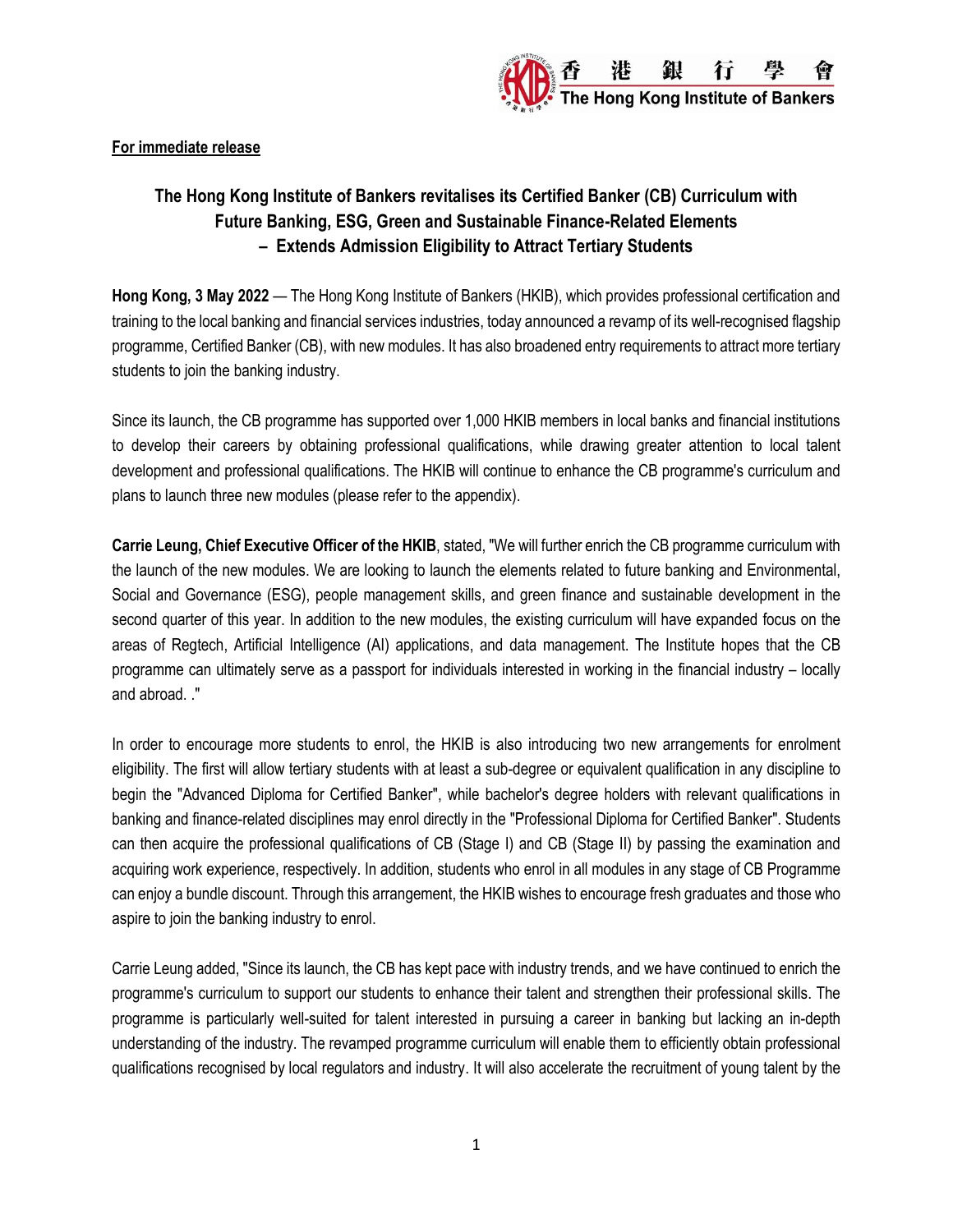**For immediate release**

# The Hong Kong Institute of Bankers revitalises its Certified Banker (CB) Curriculum with Future Banking, ESG, Green and Sustainable Finance-Related Elements
## – Extends Admission Eligibility to Attract Tertiary Students

**Hong Kong, 3 May 2022** — The Hong Kong Institute of Bankers (HKIB), which provides professional certification and training to the local banking and financial services industries, today announced a revamp of its well-recognised flagship programme, Certified Banker (CB), with new modules. It has also broadened entry requirements to attract more tertiary students to join the banking industry.

Since its launch, the CB programme has supported over 1,000 HKIB members in local banks and financial institutions to develop their careers by obtaining professional qualifications, while drawing greater attention to local talent development and professional qualifications. The HKIB will continue to enhance the CB programme's curriculum and plans to launch three new modules (please refer to the appendix).

**Carrie Leung, Chief Executive Officer of the HKIB**, stated, "We will further enrich the CB programme curriculum with the launch of the new modules. We are looking to launch the elements related to future banking and Environmental, Social and Governance (ESG), people management skills, and green finance and sustainable development in the second quarter of this year. In addition to the new modules, the existing curriculum will have expanded focus on the areas of Regtech, Artificial Intelligence (AI) applications, and data management. The Institute hopes that the CB programme can ultimately serve as a passport for individuals interested in working in the financial industry – locally and abroad. ."

In order to encourage more students to enrol, the HKIB is also introducing two new arrangements for enrolment eligibility. The first will allow tertiary students with at least a sub-degree or equivalent qualification in any discipline to begin the "Advanced Diploma for Certified Banker", while bachelor's degree holders with relevant qualifications in banking and finance-related disciplines may enrol directly in the "Professional Diploma for Certified Banker". Students can then acquire the professional qualifications of CB (Stage I) and CB (Stage II) by passing the examination and acquiring work experience, respectively. In addition, students who enrol in all modules in any stage of CB Programme can enjoy a bundle discount. Through this arrangement, the HKIB wishes to encourage fresh graduates and those who aspire to join the banking industry to enrol.

Carrie Leung added, "Since its launch, the CB has kept pace with industry trends, and we have continued to enrich the programme's curriculum to support our students to enhance their talent and strengthen their professional skills. The programme is particularly well-suited for talent interested in pursuing a career in banking but lacking an in-depth understanding of the industry. The revamped programme curriculum will enable them to efficiently obtain professional qualifications recognised by local regulators and industry. It will also accelerate the recruitment of young talent by the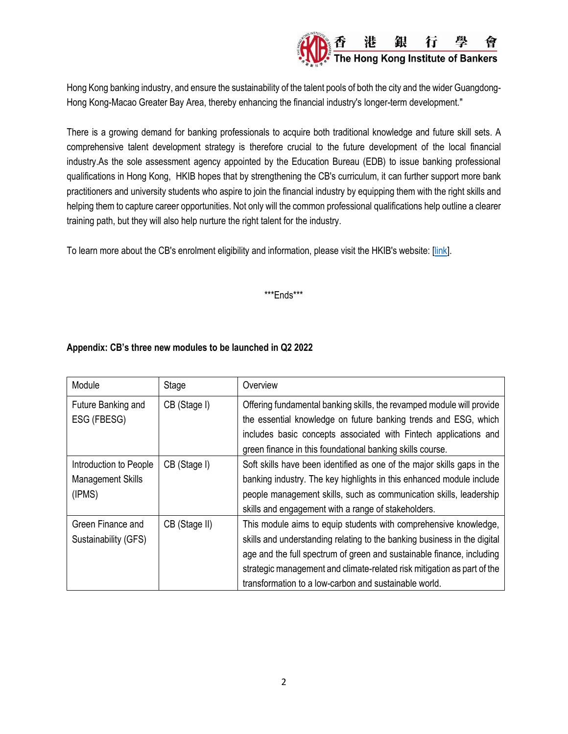Hong Kong banking industry, and ensure the sustainability of the talent pools of both the city and the wider Guangdong-Hong Kong-Macao Greater Bay Area, thereby enhancing the financial industry's longer-term development."

There is a growing demand for banking professionals to acquire both traditional knowledge and future skill sets. A comprehensive talent development strategy is therefore crucial to the future development of the local financial industry.As the sole assessment agency appointed by the Education Bureau (EDB) to issue banking professional qualifications in Hong Kong, HKIB hopes that by strengthening the CB's curriculum, it can further support more bank practitioners and university students who aspire to join the financial industry by equipping them with the right skills and helping them to capture career opportunities. Not only will the common professional qualifications help outline a clearer training path, but they will also help nurture the right talent for the industry.

To learn more about the CB's enrolment eligibility and information, please visit the HKIB's website: [link].

\*\*\*Ends\*\*\*

**Appendix: CB's three new modules to be launched in Q2 2022**

| Module | Stage | Overview |
| --- | --- | --- |
| Future Banking and ESG (FBESG) | CB (Stage I) | Offering fundamental banking skills, the revamped module will provide the essential knowledge on future banking trends and ESG, which includes basic concepts associated with Fintech applications and green finance in this foundational banking skills course. |
| Introduction to People Management Skills (IPMS) | CB (Stage I) | Soft skills have been identified as one of the major skills gaps in the banking industry. The key highlights in this enhanced module include people management skills, such as communication skills, leadership skills and engagement with a range of stakeholders. |
| Green Finance and Sustainability (GFS) | CB (Stage II) | This module aims to equip students with comprehensive knowledge, skills and understanding relating to the banking business in the digital age and the full spectrum of green and sustainable finance, including strategic management and climate-related risk mitigation as part of the transformation to a low-carbon and sustainable world. |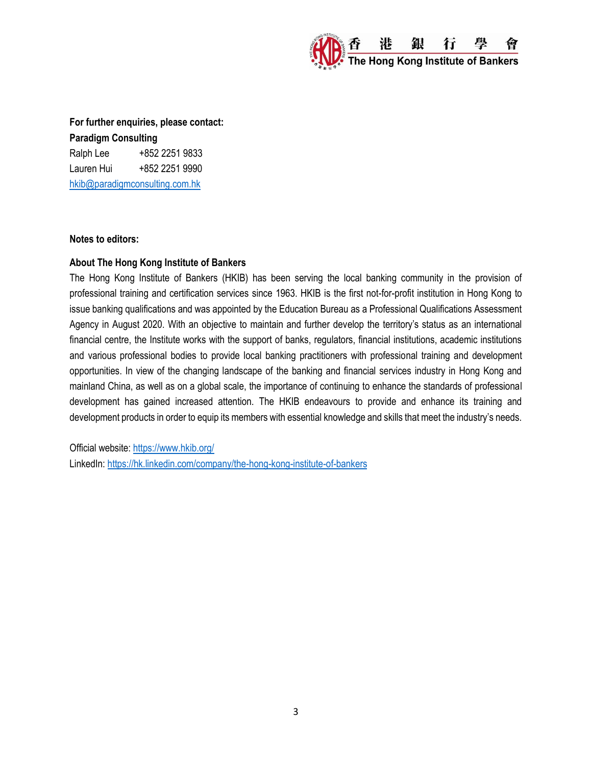**For further enquiries, please contact:**
**Paradigm Consulting**
Ralph Lee +852 2251 9833
Lauren Hui +852 2251 9990
hkib@paradigmconsulting.com.hk

**Notes to editors:**

**About The Hong Kong Institute of Bankers**

The Hong Kong Institute of Bankers (HKIB) has been serving the local banking community in the provision of professional training and certification services since 1963. HKIB is the first not-for-profit institution in Hong Kong to issue banking qualifications and was appointed by the Education Bureau as a Professional Qualifications Assessment Agency in August 2020. With an objective to maintain and further develop the territory's status as an international financial centre, the Institute works with the support of banks, regulators, financial institutions, academic institutions and various professional bodies to provide local banking practitioners with professional training and development opportunities. In view of the changing landscape of the banking and financial services industry in Hong Kong and mainland China, as well as on a global scale, the importance of continuing to enhance the standards of professional development has gained increased attention. The HKIB endeavours to provide and enhance its training and development products in order to equip its members with essential knowledge and skills that meet the industry's needs.

Official website: https://www.hkib.org/
LinkedIn: https://hk.linkedin.com/company/the-hong-kong-institute-of-bankers